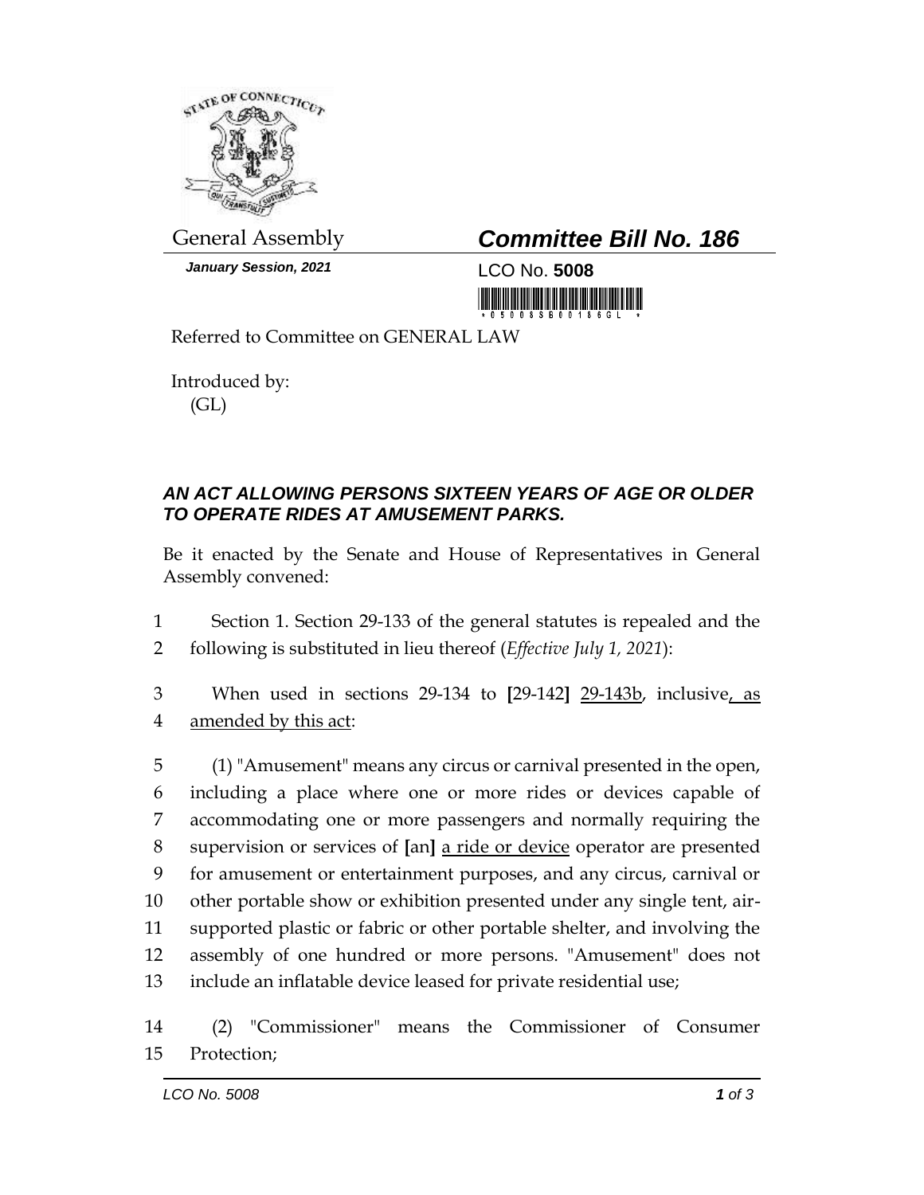General Assembly

***Committee Bill No. 186***

***January Session, 2021***

LCO No. **5008**

Referred to Committee on GENERAL LAW

Introduced by:
(GL)

***AN ACT ALLOWING PERSONS SIXTEEN YEARS OF AGE OR OLDER TO OPERATE RIDES AT AMUSEMENT PARKS.***

Be it enacted by the Senate and House of Representatives in General Assembly convened:

1 Section 1. Section 29-133 of the general statutes is repealed and the
2 following is substituted in lieu thereof (*Effective July 1, 2021*):

3 When used in sections 29-134 to **[**29-142**]** <u>29-143b</u>, inclusive<u>, as</u>
4 <u>amended by this act</u>:

5 (1) "Amusement" means any circus or carnival presented in the open,
6 including a place where one or more rides or devices capable of
7 accommodating one or more passengers and normally requiring the
8 supervision or services of **[**an**]** <u>a ride or device</u> operator are presented
9 for amusement or entertainment purposes, and any circus, carnival or
10 other portable show or exhibition presented under any single tent, air-
11 supported plastic or fabric or other portable shelter, and involving the
12 assembly of one hundred or more persons. "Amusement" does not
13 include an inflatable device leased for private residential use;

14 (2) "Commissioner" means the Commissioner of Consumer
15 Protection;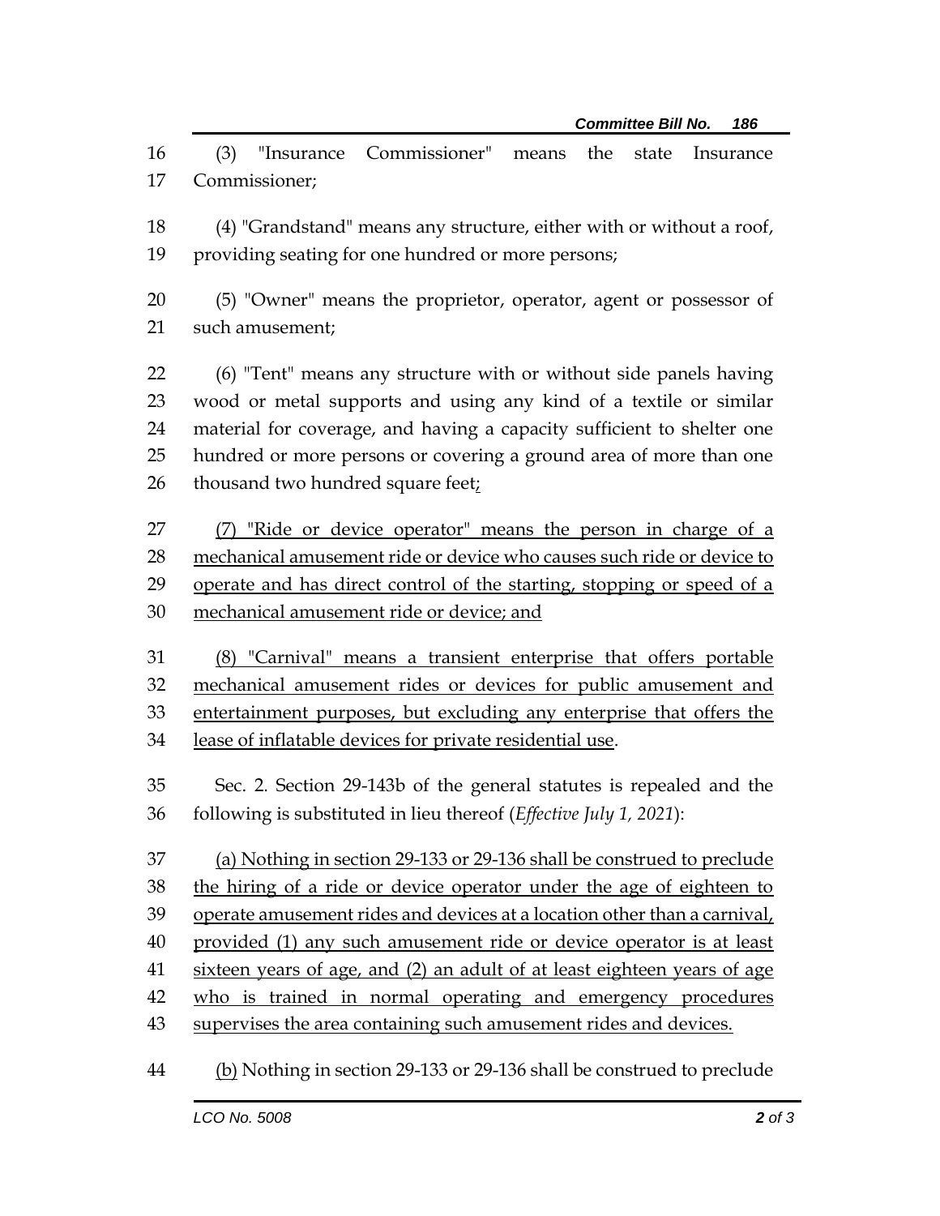(3) "Insurance Commissioner" means the state Insurance Commissioner;

(4) "Grandstand" means any structure, either with or without a roof, providing seating for one hundred or more persons;

(5) "Owner" means the proprietor, operator, agent or possessor of such amusement;

(6) "Tent" means any structure with or without side panels having wood or metal supports and using any kind of a textile or similar material for coverage, and having a capacity sufficient to shelter one hundred or more persons or covering a ground area of more than one thousand two hundred square feet<u>;</u>

<u>(7) "Ride or device operator" means the person in charge of a mechanical amusement ride or device who causes such ride or device to operate and has direct control of the starting, stopping or speed of a mechanical amusement ride or device; and</u>

<u>(8) "Carnival" means a transient enterprise that offers portable mechanical amusement rides or devices for public amusement and entertainment purposes, but excluding any enterprise that offers the lease of inflatable devices for private residential use</u>.

Sec. 2. Section 29-143b of the general statutes is repealed and the following is substituted in lieu thereof (*Effective July 1, 2021*):

<u>(a) Nothing in section 29-133 or 29-136 shall be construed to preclude the hiring of a ride or device operator under the age of eighteen to operate amusement rides and devices at a location other than a carnival, provided (1) any such amusement ride or device operator is at least sixteen years of age, and (2) an adult of at least eighteen years of age who is trained in normal operating and emergency procedures supervises the area containing such amusement rides and devices.</u>

<u>(b)</u> Nothing in section 29-133 or 29-136 shall be construed to preclude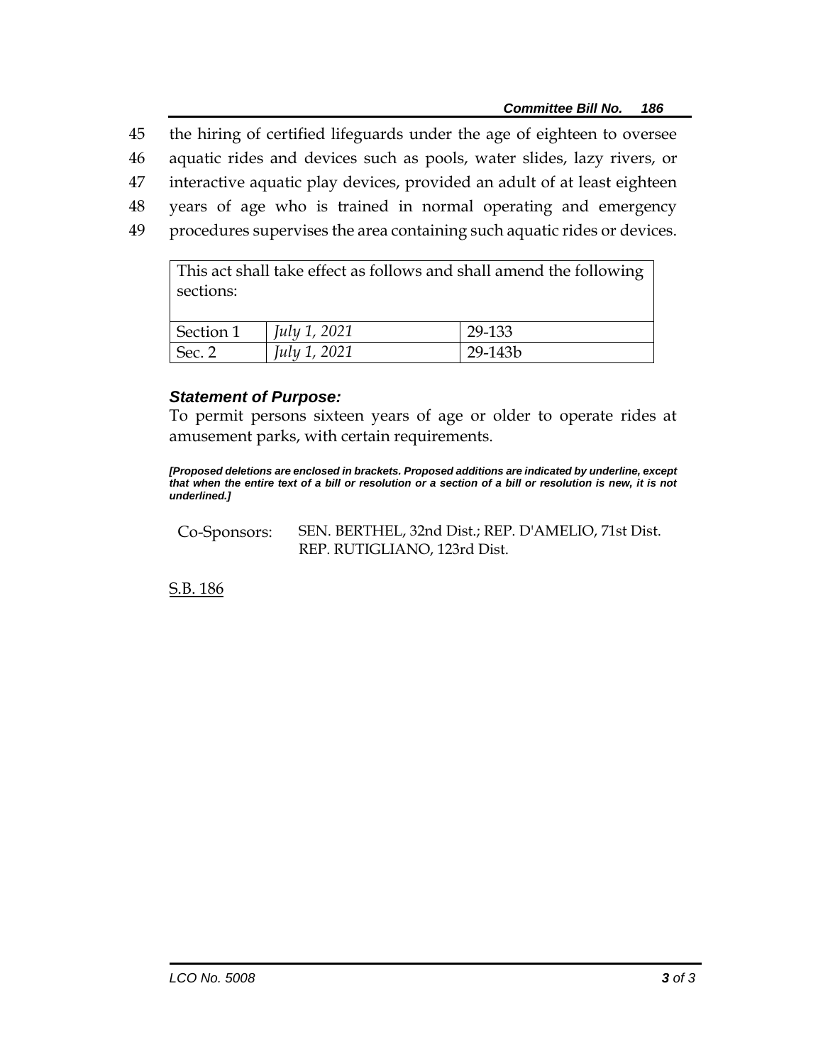45 the hiring of certified lifeguards under the age of eighteen to oversee
46 aquatic rides and devices such as pools, water slides, lazy rivers, or
47 interactive aquatic play devices, provided an adult of at least eighteen
48 years of age who is trained in normal operating and emergency
49 procedures supervises the area containing such aquatic rides or devices.

| This act shall take effect as follows and shall amend the following sections: | | |
|---|---|---|
| Section 1 | *July 1, 2021* | 29-133 |
| Sec. 2 | *July 1, 2021* | 29-143b |

### *Statement of Purpose:*

To permit persons sixteen years of age or older to operate rides at amusement parks, with certain requirements.

***[Proposed deletions are enclosed in brackets. Proposed additions are indicated by underline, except that when the entire text of a bill or resolution or a section of a bill or resolution is new, it is not underlined.]***

Co-Sponsors: SEN. BERTHEL, 32nd Dist.; REP. D'AMELIO, 71st Dist.
REP. RUTIGLIANO, 123rd Dist.

S.B. 186